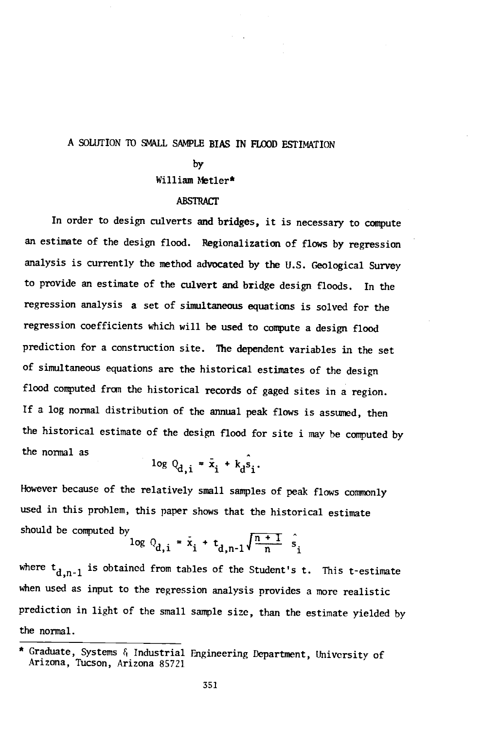# A SOLUTION TO SMALL SAMPLE BIAS IN FLOOD ESTIMATION

by

William Metler*

## ABSTRACT

In order to design culverts and bridges, it is necessary to compute an estimate of the design flood. Regionalization of flows by regression analysis is currently the method advocated by the U.S. Geological Survey to provide an estimate of the culvert and bridge design floods. In the regression analysis a set of simultaneous equations is solved for the regression coefficients which will be used to compute a design flood prediction for a construction site. The dependent variables in the set of simultaneous equations are the historical estimates of the design flood computed from the historical records of gaged sites in a region. If a log normal distribution of the annual peak flows is assumed, then the historical estimate of the design flood for site i may be computed by the normal as

$$\log Q_{d,i} = \bar{x}_i + k_d \hat{s}_i .$$

However because of the relatively small samples of peak flows commonly used in this problem, this paper shows that the historical estimate should be computed by

$$\log Q_{d,i} = \bar{x}_i + t_{d,n-1} \sqrt{\frac{n+1}{n}} \; \hat{s}_i$$

where $t_{d,n-1}$ is obtained from tables of the Student's t. This t-estimate when used as input to the regression analysis provides a more realistic prediction in light of the small sample size, than the estimate yielded by the normal.

---

* Graduate, Systems & Industrial Engineering Department, University of Arizona, Tucson, Arizona 85721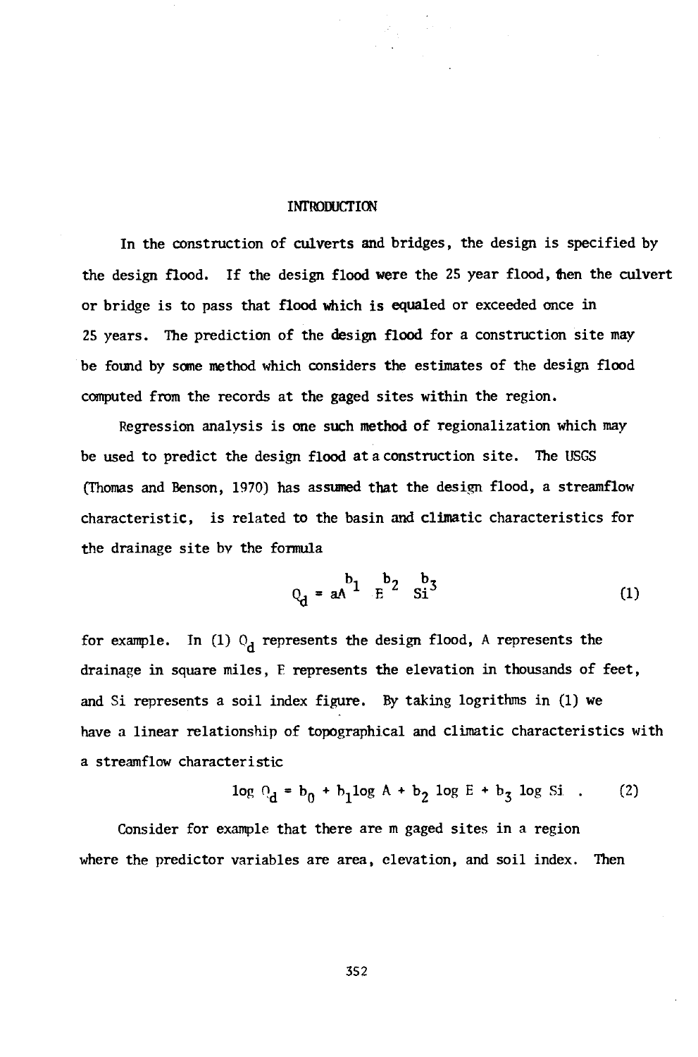# INTRODUCTION

In the construction of culverts and bridges, the design is specified by the design flood. If the design flood were the 25 year flood, then the culvert or bridge is to pass that flood which is equaled or exceeded once in 25 years. The prediction of the design flood for a construction site may be found by some method which considers the estimates of the design flood computed from the records at the gaged sites within the region.

Regression analysis is one such method of regionalization which may be used to predict the design flood at a construction site. The USGS (Thomas and Benson, 1970) has assumed that the design flood, a streamflow characteristic, is related to the basin and climatic characteristics for the drainage site by the formula

$$Q_d = aA^{b_1} E^{b_2} Si^{b_3} \tag{1}$$

for example. In (1) $Q_d$ represents the design flood, A represents the drainage in square miles, E represents the elevation in thousands of feet, and Si represents a soil index figure. By taking logrithms in (1) we have a linear relationship of topographical and climatic characteristics with a streamflow characteristic

$$\log Q_d = b_0 + b_1 \log A + b_2 \log E + b_3 \log Si \ . \tag{2}$$

Consider for example that there are m gaged sites in a region where the predictor variables are area, elevation, and soil index. Then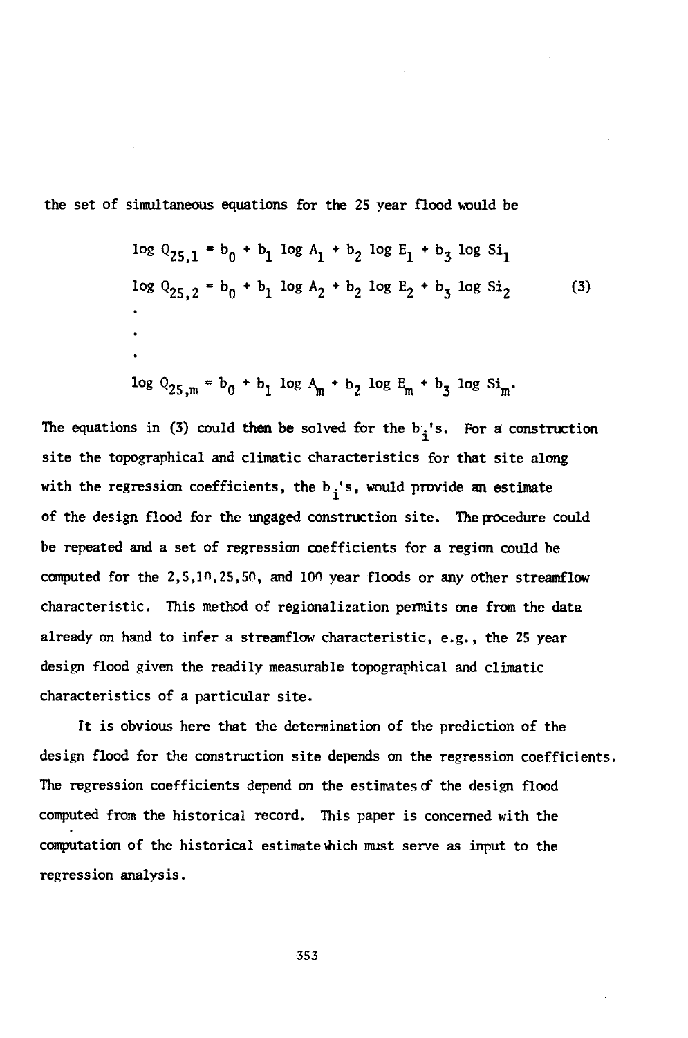the set of simultaneous equations for the 25 year flood would be

$$
\begin{aligned}
\log Q_{25,1} &= b_0 + b_1 \log A_1 + b_2 \log E_1 + b_3 \log Si_1 \\
\log Q_{25,2} &= b_0 + b_1 \log A_2 + b_2 \log E_2 + b_3 \log Si_2 \\
&\vdots \\
\log Q_{25,m} &= b_0 + b_1 \log A_m + b_2 \log E_m + b_3 \log Si_m .
\end{aligned}
\tag{3}
$$

The equations in (3) could then be solved for the $b_i$'s. For a construction site the topographical and climatic characteristics for that site along with the regression coefficients, the $b_i$'s, would provide an estimate of the design flood for the ungaged construction site. The procedure could be repeated and a set of regression coefficients for a region could be computed for the 2,5,10,25,50, and 100 year floods or any other streamflow characteristic. This method of regionalization permits one from the data already on hand to infer a streamflow characteristic, e.g., the 25 year design flood given the readily measurable topographical and climatic characteristics of a particular site.

It is obvious here that the determination of the prediction of the design flood for the construction site depends on the regression coefficients. The regression coefficients depend on the estimates of the design flood computed from the historical record. This paper is concerned with the computation of the historical estimate which must serve as input to the regression analysis.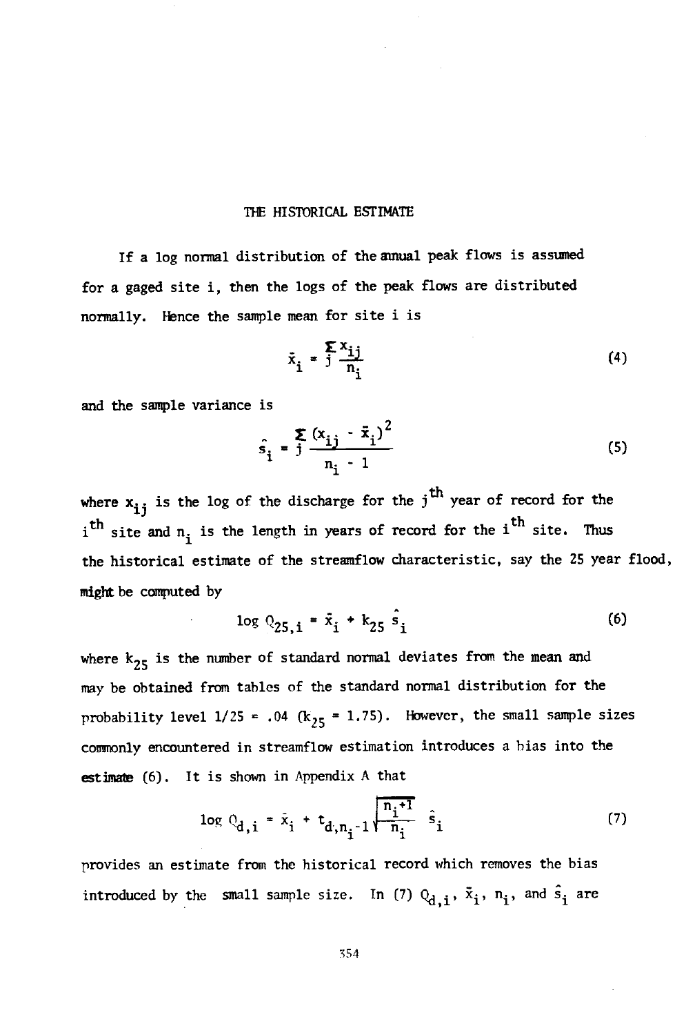## THE HISTORICAL ESTIMATE

If a log normal distribution of the annual peak flows is assumed for a gaged site i, then the logs of the peak flows are distributed normally. Hence the sample mean for site i is

$$\bar{x}_i = \sum_j \frac{x_{ij}}{n_i} \tag{4}$$

and the sample variance is

$$\hat{s}_i = \sum_j \frac{(x_{ij} - \bar{x}_i)^2}{n_i - 1} \tag{5}$$

where $x_{ij}$ is the log of the discharge for the $j^{th}$ year of record for the $i^{th}$ site and $n_i$ is the length in years of record for the $i^{th}$ site. Thus the historical estimate of the streamflow characteristic, say the 25 year flood, might be computed by

$$\log Q_{25,i} = \bar{x}_i + k_{25}\,\hat{s}_i \tag{6}$$

where $k_{25}$ is the number of standard normal deviates from the mean and may be obtained from tables of the standard normal distribution for the probability level 1/25 = .04 ($k_{25}$ = 1.75). However, the small sample sizes commonly encountered in streamflow estimation introduces a bias into the estimate (6). It is shown in Appendix A that

$$\log Q_{d,i} = \bar{x}_i + t_{d,n_i-1}\sqrt{\frac{n_i+1}{n_i}}\;\hat{s}_i \tag{7}$$

provides an estimate from the historical record which removes the bias introduced by the small sample size. In (7) $Q_{d,i}$, $\bar{x}_i$, $n_i$, and $\hat{s}_i$ are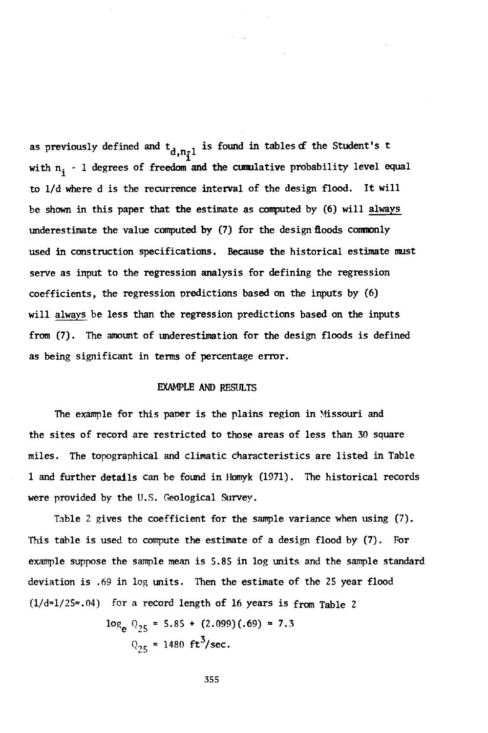as previously defined and $t_{d,n_i-1}$ is found in tables of the Student's t with $n_i$ - 1 degrees of freedom and the cumulative probability level equal to 1/d where d is the recurrence interval of the design flood. It will be shown in this paper that the estimate as computed by (6) will <u>always</u> underestimate the value computed by (7) for the design floods commonly used in construction specifications. Because the historical estimate must serve as input to the regression analysis for defining the regression coefficients, the regression predictions based on the inputs by (6) will <u>always</u> be less than the regression predictions based on the inputs from (7). The amount of underestimation for the design floods is defined as being significant in terms of percentage error.

## EXAMPLE AND RESULTS

The example for this paper is the plains region in Missouri and the sites of record are restricted to those areas of less than 30 square miles. The topographical and climatic characteristics are listed in Table 1 and further details can be found in Homyk (1971). The historical records were provided by the U.S. Geological Survey.

Table 2 gives the coefficient for the sample variance when using (7). This table is used to compute the estimate of a design flood by (7). For example suppose the sample mean is 5.85 in log units and the sample standard deviation is .69 in log units. Then the estimate of the 25 year flood ($1/d=1/25=.04$) for a record length of 16 years is from Table 2

$$\log_e Q_{25} = 5.85 + (2.099)(.69) = 7.3$$

$$Q_{25} = 1480 \text{ ft}^3/\text{sec.}$$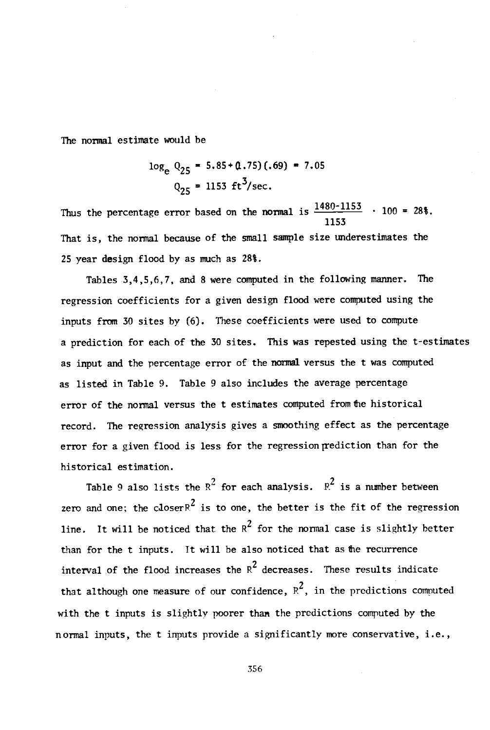The normal estimate would be

$$\log_e Q_{25} = 5.85 + (1.75)(.69) = 7.05$$

$$Q_{25} = 1153 \text{ ft}^3/\text{sec.}$$

Thus the percentage error based on the normal is $\frac{1480-1153}{1153} \cdot 100 = 28\%$. That is, the normal because of the small sample size underestimates the 25 year design flood by as much as 28%.

Tables 3,4,5,6,7, and 8 were computed in the following manner. The regression coefficients for a given design flood were computed using the inputs from 30 sites by (6). These coefficients were used to compute a prediction for each of the 30 sites. This was repested using the t-estimates as input and the percentage error of the normal versus the t was computed as listed in Table 9. Table 9 also includes the average percentage error of the normal versus the t estimates computed from the historical record. The regression analysis gives a smoothing effect as the percentage error for a given flood is less for the regression prediction than for the historical estimation.

Table 9 also lists the $R^2$ for each analysis. $R^2$ is a number between zero and one; the closer $R^2$ is to one, the better is the fit of the regression line. It will be noticed that the $R^2$ for the normal case is slightly better than for the t inputs. It will be also noticed that as the recurrence interval of the flood increases the $R^2$ decreases. These results indicate that although one measure of our confidence, $R^2$, in the predictions computed with the t inputs is slightly poorer than the predictions computed by the normal inputs, the t inputs provide a significantly more conservative, i.e.,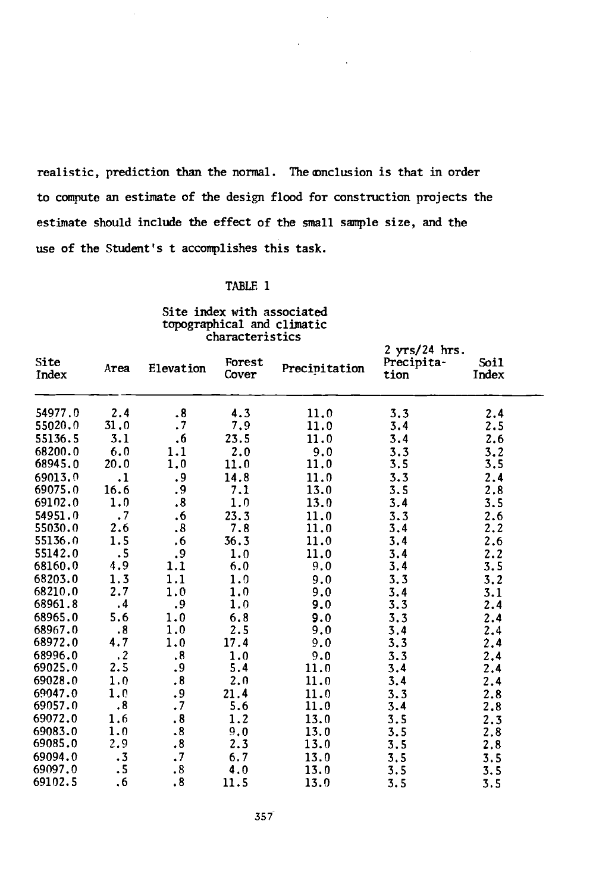realistic, prediction than the normal. The conclusion is that in order to compute an estimate of the design flood for construction projects the estimate should include the effect of the small sample size, and the use of the Student's t accomplishes this task.

TABLE 1

Site index with associated topographical and climatic characteristics

| Site Index | Area | Elevation | Forest Cover | Precipitation | 2 yrs/24 hrs. Precipitation | Soil Index |
|---|---|---|---|---|---|---|
| 54977.0 | 2.4 | .8 | 4.3 | 11.0 | 3.3 | 2.4 |
| 55020.0 | 31.0 | .7 | 7.9 | 11.0 | 3.4 | 2.5 |
| 55136.5 | 3.1 | .6 | 23.5 | 11.0 | 3.4 | 2.6 |
| 68200.0 | 6.0 | 1.1 | 2.0 | 9.0 | 3.3 | 3.2 |
| 68945.0 | 20.0 | 1.0 | 11.0 | 11.0 | 3.5 | 3.5 |
| 69013.0 | .1 | .9 | 14.8 | 11.0 | 3.3 | 2.4 |
| 69075.0 | 16.6 | .9 | 7.1 | 13.0 | 3.5 | 2.8 |
| 69102.0 | 1.0 | .8 | 1.0 | 13.0 | 3.4 | 3.5 |
| 54951.0 | .7 | .6 | 23.3 | 11.0 | 3.3 | 2.6 |
| 55030.0 | 2.6 | .8 | 7.8 | 11.0 | 3.4 | 2.2 |
| 55136.0 | 1.5 | .6 | 36.3 | 11.0 | 3.4 | 2.6 |
| 55142.0 | .5 | .9 | 1.0 | 11.0 | 3.4 | 2.2 |
| 68160.0 | 4.9 | 1.1 | 6.0 | 9.0 | 3.4 | 3.5 |
| 68203.0 | 1.3 | 1.1 | 1.0 | 9.0 | 3.3 | 3.2 |
| 68210.0 | 2.7 | 1.0 | 1.0 | 9.0 | 3.4 | 3.1 |
| 68961.8 | .4 | .9 | 1.0 | 9.0 | 3.3 | 2.4 |
| 68965.0 | 5.6 | 1.0 | 6.8 | 9.0 | 3.3 | 2.4 |
| 68967.0 | .8 | 1.0 | 2.5 | 9.0 | 3.4 | 2.4 |
| 68972.0 | 4.7 | 1.0 | 17.4 | 9.0 | 3.3 | 2.4 |
| 68996.0 | .2 | .8 | 1.0 | 9.0 | 3.3 | 2.4 |
| 69025.0 | 2.5 | .9 | 5.4 | 11.0 | 3.4 | 2.4 |
| 69028.0 | 1.0 | .8 | 2.0 | 11.0 | 3.4 | 2.4 |
| 69047.0 | 1.0 | .9 | 21.4 | 11.0 | 3.3 | 2.8 |
| 69057.0 | .8 | .7 | 5.6 | 11.0 | 3.4 | 2.8 |
| 69072.0 | 1.6 | .8 | 1.2 | 13.0 | 3.5 | 2.3 |
| 69083.0 | 1.0 | .8 | 9.0 | 13.0 | 3.5 | 2.8 |
| 69085.0 | 2.9 | .8 | 2.3 | 13.0 | 3.5 | 2.8 |
| 69094.0 | .3 | .7 | 6.7 | 13.0 | 3.5 | 3.5 |
| 69097.0 | .5 | .8 | 4.0 | 13.0 | 3.5 | 3.5 |
| 69102.5 | .6 | .8 | 11.5 | 13.0 | 3.5 | 3.5 |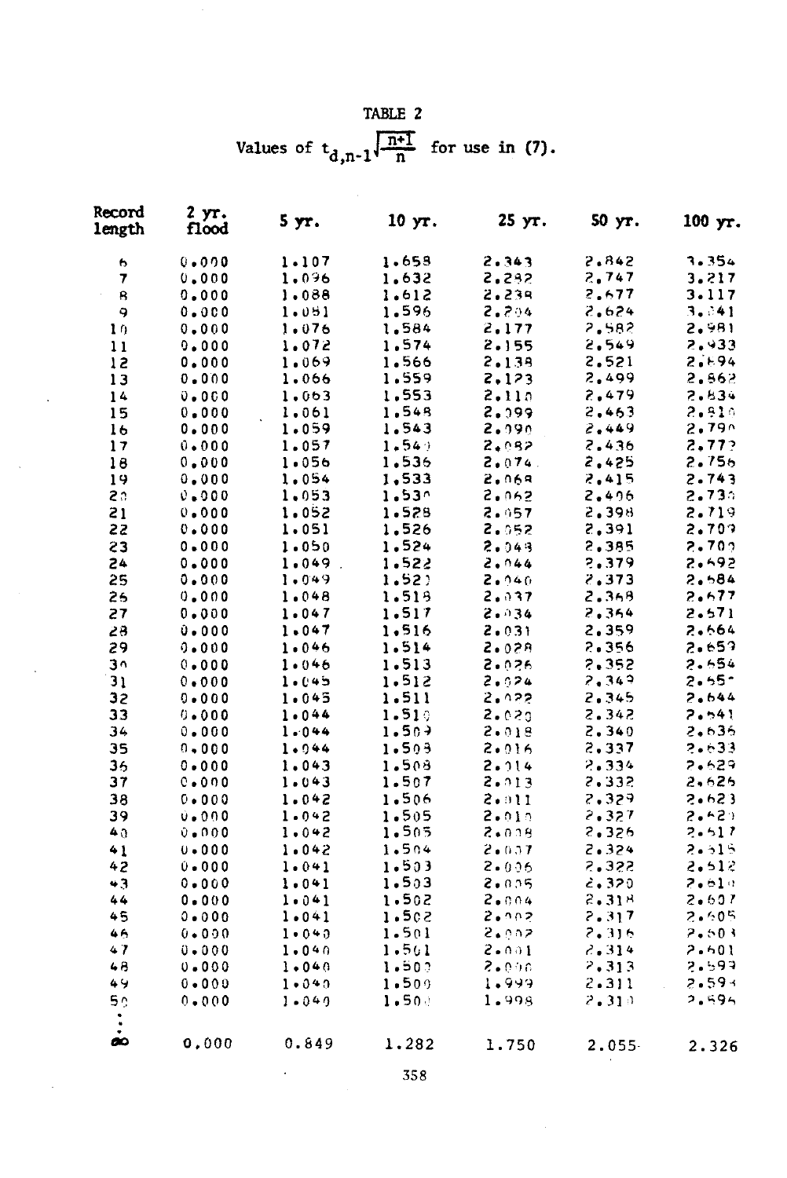TABLE 2

Values of $t_{d,n-1}\sqrt{\frac{n+1}{n}}$ for use in (7).

| Record length | 2 yr. flood | 5 yr. | 10 yr. | 25 yr. | 50 yr. | 100 yr. |
|---|---|---|---|---|---|---|
| 6 | 0.000 | 1.107 | 1.658 | 2.343 | 2.842 | 3.354 |
| 7 | 0.000 | 1.096 | 1.632 | 2.282 | 2.747 | 3.217 |
| 8 | 0.000 | 1.088 | 1.612 | 2.238 | 2.677 | 3.117 |
| 9 | 0.000 | 1.081 | 1.596 | 2.204 | 2.624 | 3.041 |
| 10 | 0.000 | 1.076 | 1.584 | 2.177 | 2.582 | 2.981 |
| 11 | 0.000 | 1.072 | 1.574 | 2.155 | 2.549 | 2.933 |
| 12 | 0.000 | 1.069 | 1.566 | 2.138 | 2.521 | 2.894 |
| 13 | 0.000 | 1.066 | 1.559 | 2.123 | 2.499 | 2.862 |
| 14 | 0.000 | 1.063 | 1.553 | 2.110 | 2.479 | 2.834 |
| 15 | 0.000 | 1.061 | 1.548 | 2.099 | 2.463 | 2.810 |
| 16 | 0.000 | 1.059 | 1.543 | 2.090 | 2.449 | 2.790 |
| 17 | 0.000 | 1.057 | 1.540 | 2.082 | 2.436 | 2.772 |
| 18 | 0.000 | 1.056 | 1.536 | 2.074 | 2.425 | 2.756 |
| 19 | 0.000 | 1.054 | 1.533 | 2.068 | 2.415 | 2.743 |
| 20 | 0.000 | 1.053 | 1.530 | 2.062 | 2.406 | 2.730 |
| 21 | 0.000 | 1.052 | 1.528 | 2.057 | 2.398 | 2.719 |
| 22 | 0.000 | 1.051 | 1.526 | 2.052 | 2.391 | 2.709 |
| 23 | 0.000 | 1.050 | 1.524 | 2.048 | 2.385 | 2.700 |
| 24 | 0.000 | 1.049 | 1.522 | 2.044 | 2.379 | 2.692 |
| 25 | 0.000 | 1.049 | 1.520 | 2.040 | 2.373 | 2.684 |
| 26 | 0.000 | 1.048 | 1.518 | 2.037 | 2.368 | 2.677 |
| 27 | 0.000 | 1.047 | 1.517 | 2.034 | 2.364 | 2.671 |
| 28 | 0.000 | 1.047 | 1.516 | 2.031 | 2.359 | 2.664 |
| 29 | 0.000 | 1.046 | 1.514 | 2.028 | 2.356 | 2.659 |
| 30 | 0.000 | 1.046 | 1.513 | 2.026 | 2.352 | 2.654 |
| 31 | 0.000 | 1.045 | 1.512 | 2.024 | 2.349 | 2.650 |
| 32 | 0.000 | 1.045 | 1.511 | 2.022 | 2.345 | 2.644 |
| 33 | 0.000 | 1.044 | 1.510 | 2.020 | 2.342 | 2.641 |
| 34 | 0.000 | 1.044 | 1.509 | 2.018 | 2.340 | 2.636 |
| 35 | 0.000 | 1.044 | 1.508 | 2.016 | 2.337 | 2.633 |
| 36 | 0.000 | 1.043 | 1.508 | 2.014 | 2.334 | 2.629 |
| 37 | 0.000 | 1.043 | 1.507 | 2.013 | 2.332 | 2.626 |
| 38 | 0.000 | 1.042 | 1.506 | 2.011 | 2.329 | 2.623 |
| 39 | 0.000 | 1.042 | 1.505 | 2.010 | 2.327 | 2.620 |
| 40 | 0.000 | 1.042 | 1.505 | 2.008 | 2.326 | 2.617 |
| 41 | 0.000 | 1.042 | 1.504 | 2.007 | 2.324 | 2.615 |
| 42 | 0.000 | 1.041 | 1.503 | 2.006 | 2.322 | 2.612 |
| 43 | 0.000 | 1.041 | 1.503 | 2.005 | 2.320 | 2.610 |
| 44 | 0.000 | 1.041 | 1.502 | 2.004 | 2.318 | 2.607 |
| 45 | 0.000 | 1.041 | 1.502 | 2.002 | 2.317 | 2.605 |
| 46 | 0.000 | 1.040 | 1.501 | 2.002 | 2.316 | 2.603 |
| 47 | 0.000 | 1.040 | 1.501 | 2.001 | 2.314 | 2.601 |
| 48 | 0.000 | 1.040 | 1.500 | 2.000 | 2.313 | 2.599 |
| 49 | 0.000 | 1.040 | 1.500 | 1.999 | 2.311 | 2.598 |
| 50 | 0.000 | 1.040 | 1.500 | 1.998 | 2.310 | 2.596 |
| ⋮ | | | | | | |
| ∞ | 0.000 | 0.849 | 1.282 | 1.750 | 2.055 | 2.326 |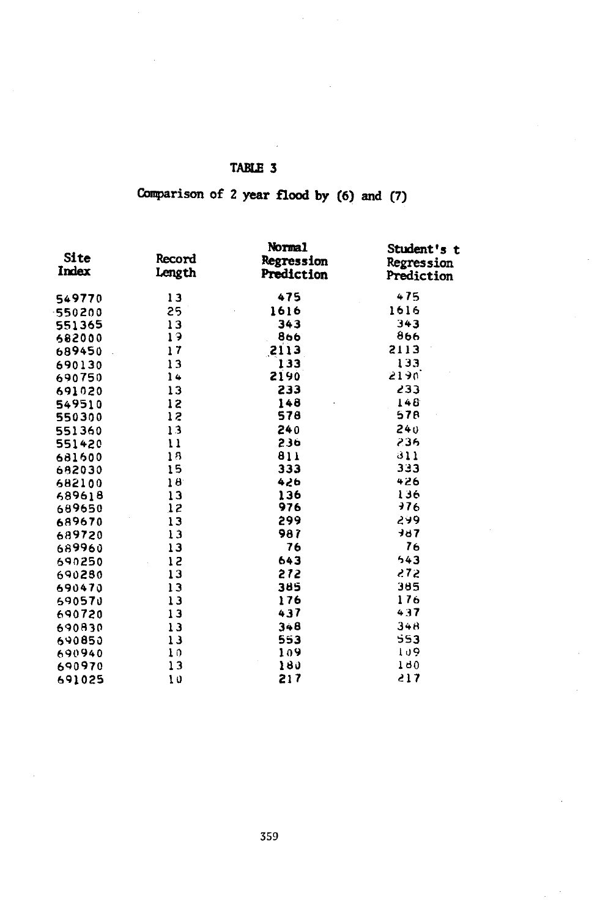## TABLE 3

### Comparison of 2 year flood by (6) and (7)

| Site Index | Record Length | Normal Regression Prediction | Student's t Regression Prediction |
|---|---|---|---|
| 549770 | 13 | 475 | 475 |
| 550200 | 25 | 1616 | 1616 |
| 551365 | 13 | 343 | 343 |
| 682000 | 19 | 866 | 866 |
| 689450 | 17 | 2113 | 2113 |
| 690130 | 13 | 133 | 133 |
| 690750 | 14 | 2190 | 2190 |
| 691020 | 13 | 233 | 233 |
| 549510 | 12 | 148 | 148 |
| 550300 | 12 | 578 | 578 |
| 551360 | 13 | 240 | 240 |
| 551420 | 11 | 236 | 236 |
| 681600 | 18 | 811 | 811 |
| 682030 | 15 | 333 | 333 |
| 682100 | 18 | 426 | 426 |
| 689618 | 13 | 136 | 136 |
| 689650 | 12 | 976 | 976 |
| 689670 | 13 | 299 | 299 |
| 689720 | 13 | 987 | 987 |
| 689960 | 13 | 76 | 76 |
| 690250 | 12 | 643 | 643 |
| 690280 | 13 | 272 | 272 |
| 690470 | 13 | 385 | 385 |
| 690570 | 13 | 176 | 176 |
| 690720 | 13 | 437 | 437 |
| 690830 | 13 | 348 | 348 |
| 690850 | 13 | 553 | 553 |
| 690940 | 10 | 109 | 109 |
| 690970 | 13 | 180 | 180 |
| 691025 | 10 | 217 | 217 |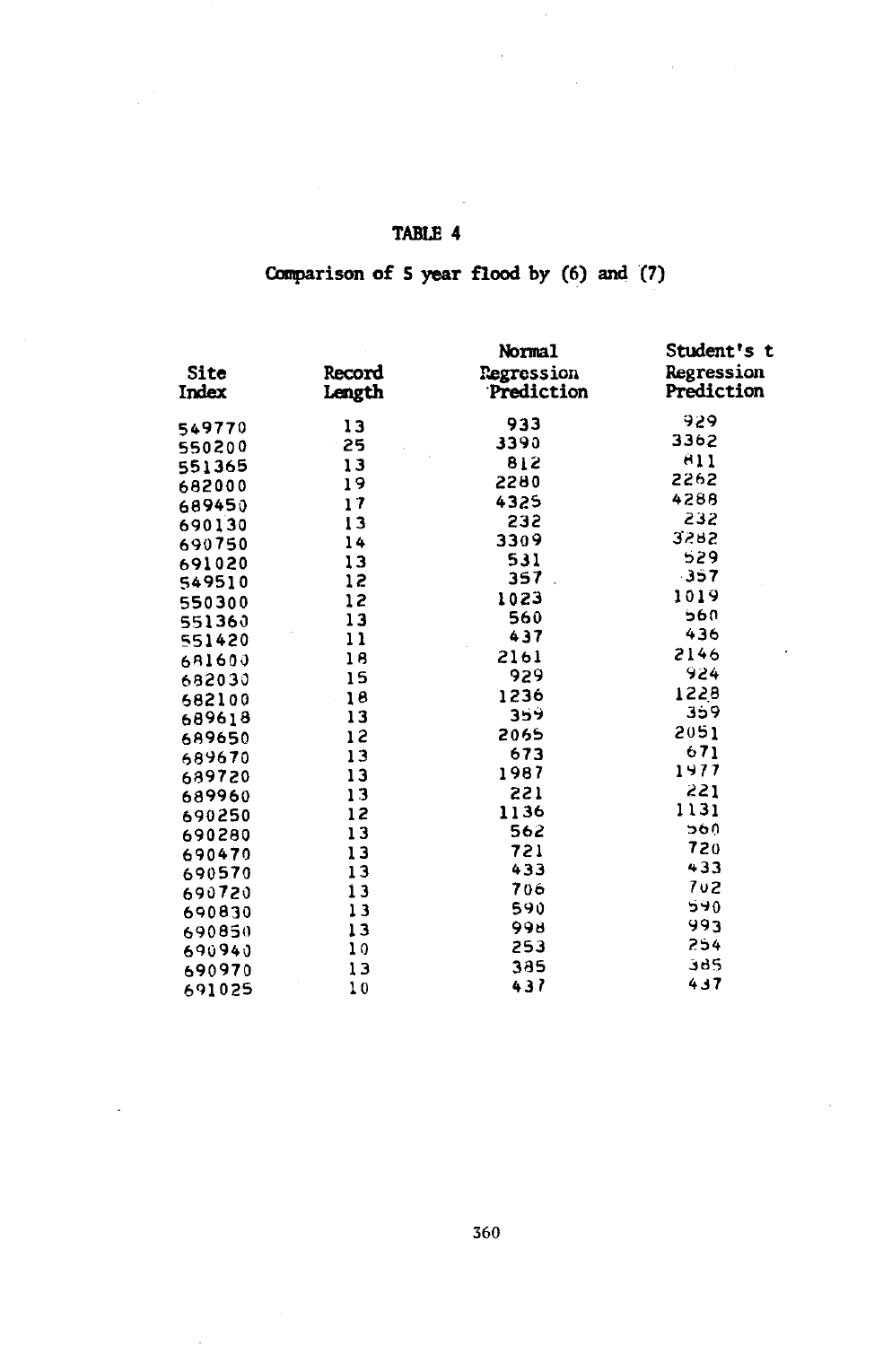# TABLE 4

## Comparison of 5 year flood by (6) and (7)

| Site Index | Record Length | Normal Regression Prediction | Student's t Regression Prediction |
|---|---|---|---|
| 549770 | 13 | 933 | 929 |
| 550200 | 25 | 3390 | 3362 |
| 551365 | 13 | 812 | 811 |
| 682000 | 19 | 2280 | 2262 |
| 689450 | 17 | 4325 | 4288 |
| 690130 | 13 | 232 | 232 |
| 690750 | 14 | 3309 | 3282 |
| 691020 | 13 | 531 | 529 |
| 549510 | 12 | 357 | 357 |
| 550300 | 12 | 1023 | 1019 |
| 551360 | 13 | 560 | 560 |
| 551420 | 11 | 437 | 436 |
| 681600 | 18 | 2161 | 2146 |
| 682030 | 15 | 929 | 924 |
| 682100 | 18 | 1236 | 1228 |
| 689618 | 13 | 359 | 359 |
| 689650 | 12 | 2065 | 2051 |
| 689670 | 13 | 673 | 671 |
| 689720 | 13 | 1987 | 1977 |
| 689960 | 13 | 221 | 221 |
| 690250 | 12 | 1136 | 1131 |
| 690280 | 13 | 562 | 560 |
| 690470 | 13 | 721 | 720 |
| 690570 | 13 | 433 | 433 |
| 690720 | 13 | 706 | 702 |
| 690830 | 13 | 590 | 590 |
| 690850 | 13 | 998 | 993 |
| 690940 | 10 | 253 | 254 |
| 690970 | 13 | 385 | 385 |
| 691025 | 10 | 437 | 437 |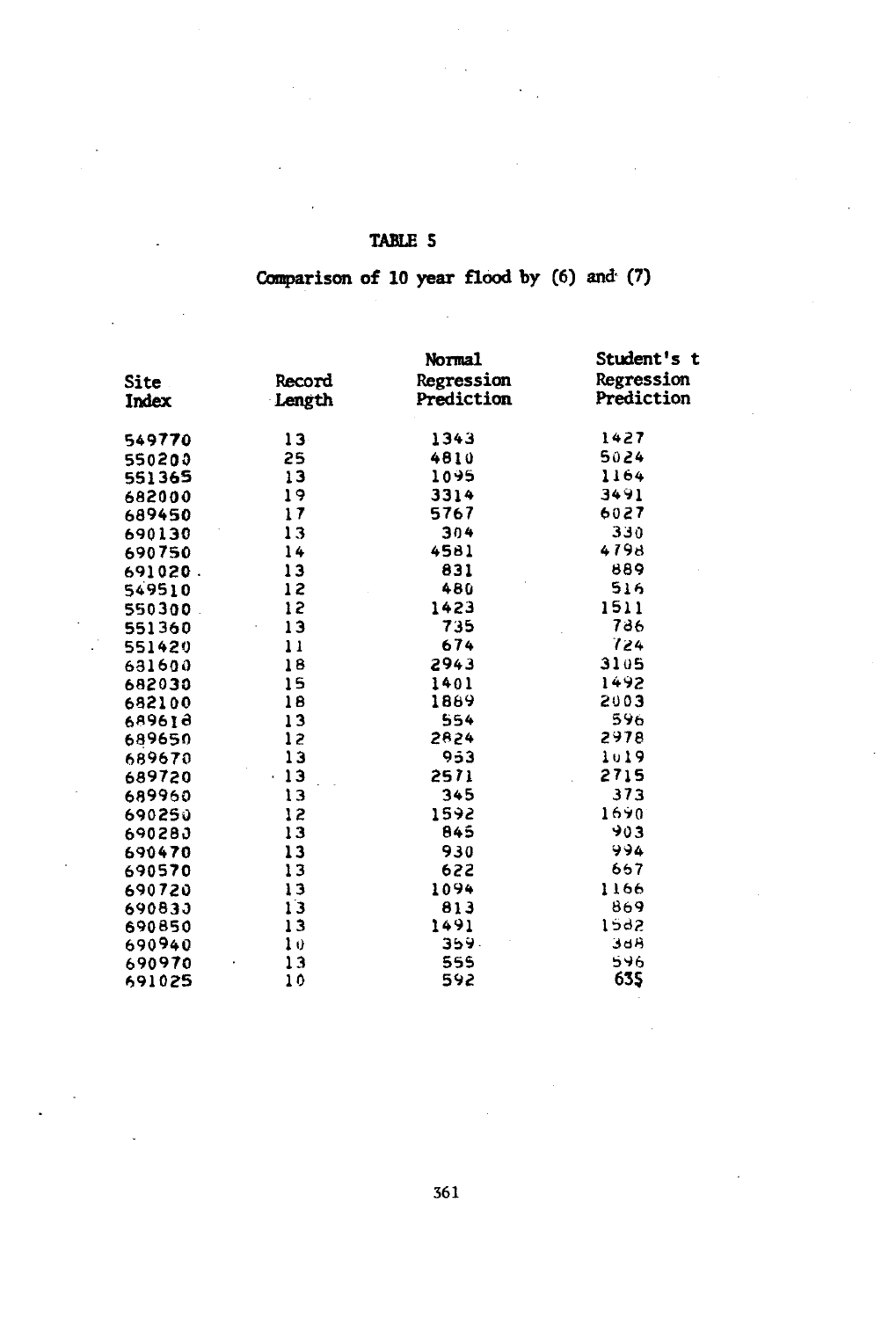## TABLE 5

### Comparison of 10 year flood by (6) and (7)

| Site Index | Record Length | Normal Regression Prediction | Student's t Regression Prediction |
|---|---|---|---|
| 549770 | 13 | 1343 | 1427 |
| 550200 | 25 | 4810 | 5024 |
| 551365 | 13 | 1095 | 1164 |
| 682000 | 19 | 3314 | 3491 |
| 689450 | 17 | 5767 | 6027 |
| 690130 | 13 | 304 | 330 |
| 690750 | 14 | 4581 | 4798 |
| 691020 | 13 | 831 | 889 |
| 549510 | 12 | 480 | 516 |
| 550300 | 12 | 1423 | 1511 |
| 551360 | 13 | 735 | 786 |
| 551420 | 11 | 674 | 724 |
| 681600 | 18 | 2943 | 3105 |
| 682030 | 15 | 1401 | 1492 |
| 682100 | 18 | 1889 | 2003 |
| 689618 | 13 | 554 | 596 |
| 689650 | 12 | 2824 | 2978 |
| 689670 | 13 | 953 | 1019 |
| 689720 | 13 | 2571 | 2715 |
| 689960 | 13 | 345 | 373 |
| 690250 | 12 | 1592 | 1690 |
| 690280 | 13 | 845 | 903 |
| 690470 | 13 | 930 | 994 |
| 690570 | 13 | 622 | 667 |
| 690720 | 13 | 1094 | 1166 |
| 690830 | 13 | 813 | 869 |
| 690850 | 13 | 1491 | 1582 |
| 690940 | 10 | 359 | 388 |
| 690970 | 13 | 555 | 596 |
| 691025 | 10 | 592 | 635 |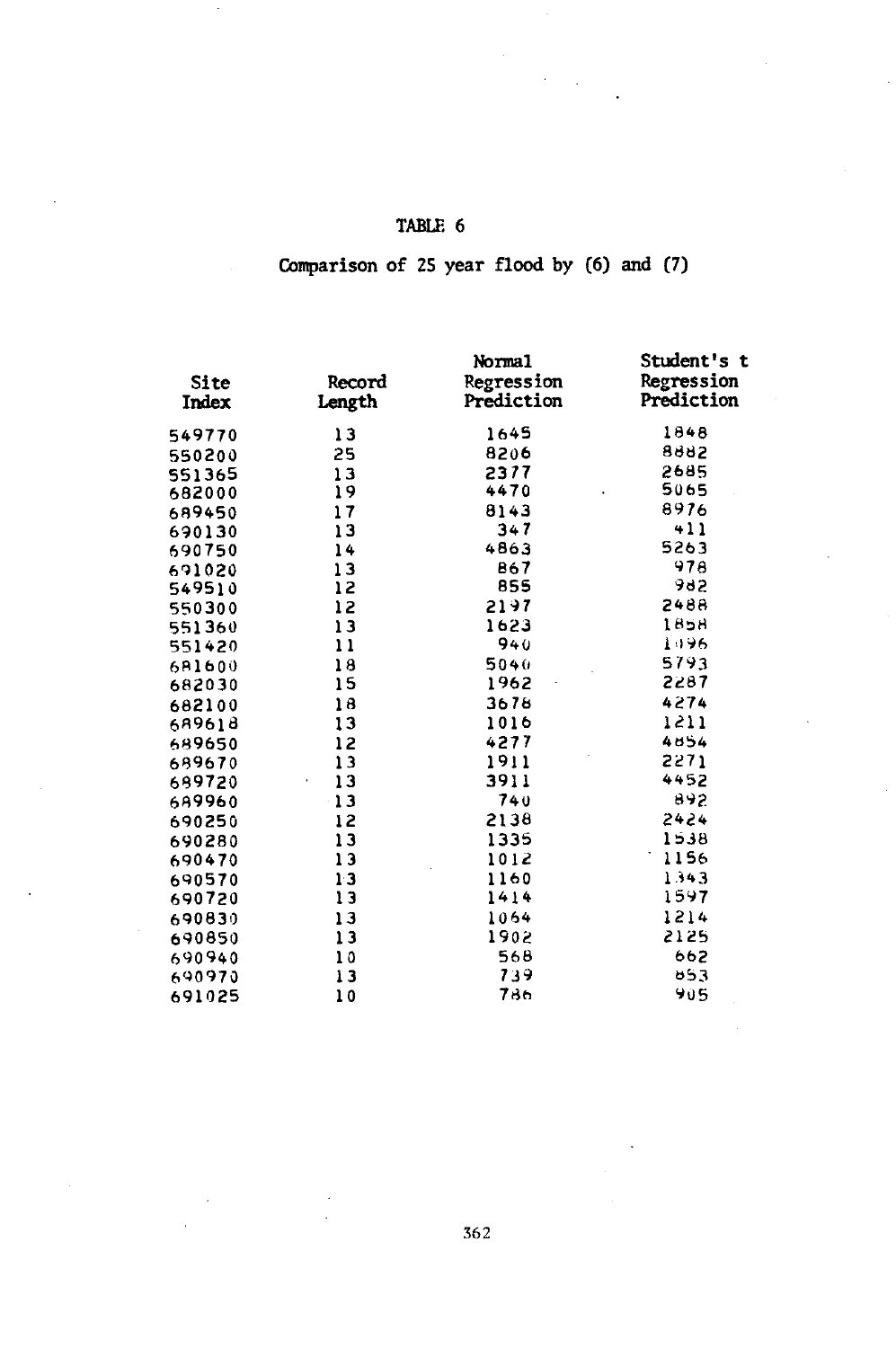TABLE 6

Comparison of 25 year flood by (6) and (7)

| Site Index | Record Length | Normal Regression Prediction | Student's t Regression Prediction |
|---|---|---|---|
| 549770 | 13 | 1645 | 1848 |
| 550200 | 25 | 8206 | 8882 |
| 551365 | 13 | 2377 | 2685 |
| 682000 | 19 | 4470 | 5065 |
| 689450 | 17 | 8143 | 8976 |
| 690130 | 13 | 347 | 411 |
| 690750 | 14 | 4863 | 5263 |
| 691020 | 13 | 867 | 978 |
| 549510 | 12 | 855 | 982 |
| 550300 | 12 | 2197 | 2488 |
| 551360 | 13 | 1623 | 1858 |
| 551420 | 11 | 940 | 1096 |
| 681600 | 18 | 5040 | 5793 |
| 682030 | 15 | 1962 | 2287 |
| 682100 | 18 | 3678 | 4274 |
| 689618 | 13 | 1016 | 1211 |
| 689650 | 12 | 4277 | 4854 |
| 689670 | 13 | 1911 | 2271 |
| 689720 | 13 | 3911 | 4452 |
| 689960 | 13 | 740 | 892 |
| 690250 | 12 | 2138 | 2424 |
| 690280 | 13 | 1335 | 1538 |
| 690470 | 13 | 1012 | 1156 |
| 690570 | 13 | 1160 | 1343 |
| 690720 | 13 | 1414 | 1597 |
| 690830 | 13 | 1064 | 1214 |
| 690850 | 13 | 1902 | 2125 |
| 690940 | 10 | 568 | 662 |
| 690970 | 13 | 739 | 853 |
| 691025 | 10 | 786 | 905 |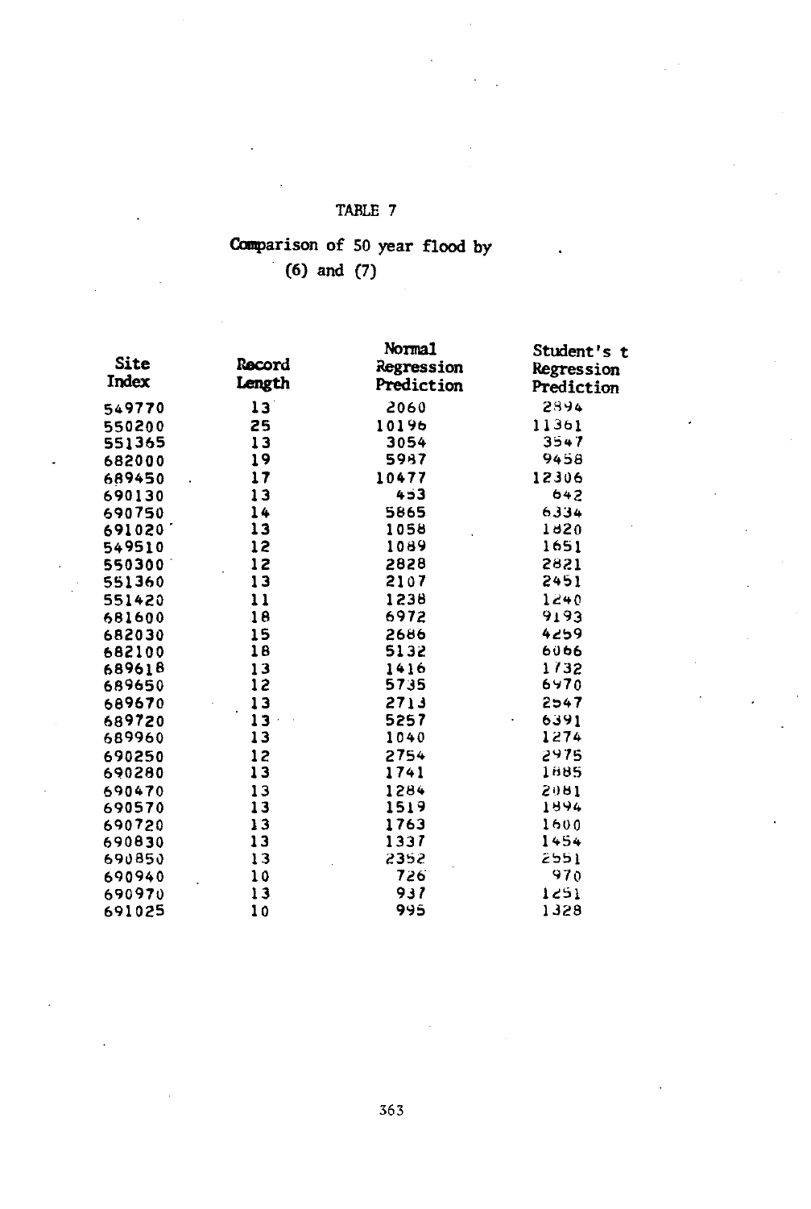TABLE 7

Comparison of 50 year flood by (6) and (7)

| Site Index | Record Length | Normal Regression Prediction | Student's t Regression Prediction |
|---|---|---|---|
| 549770 | 13 | 2060 | 2894 |
| 550200 | 25 | 10196 | 11361 |
| 551365 | 13 | 3054 | 3547 |
| 682000 | 19 | 5987 | 9458 |
| 689450 | 17 | 10477 | 12306 |
| 690130 | 13 | 453 | 642 |
| 690750 | 14 | 5865 | 6334 |
| 691020 | 13 | 1058 | 1820 |
| 549510 | 12 | 1089 | 1651 |
| 550300 | 12 | 2828 | 2821 |
| 551360 | 13 | 2107 | 2451 |
| 551420 | 11 | 1238 | 1240 |
| 681600 | 18 | 6972 | 9193 |
| 682030 | 15 | 2686 | 4259 |
| 682100 | 18 | 5132 | 6066 |
| 689618 | 13 | 1416 | 1732 |
| 689650 | 12 | 5735 | 6970 |
| 689670 | 13 | 2713 | 2547 |
| 689720 | 13 | 5257 | 6391 |
| 689960 | 13 | 1040 | 1274 |
| 690250 | 12 | 2754 | 2975 |
| 690280 | 13 | 1741 | 1885 |
| 690470 | 13 | 1284 | 2081 |
| 690570 | 13 | 1519 | 1894 |
| 690720 | 13 | 1763 | 1600 |
| 690830 | 13 | 1337 | 1454 |
| 690850 | 13 | 2352 | 2551 |
| 690940 | 10 | 726 | 970 |
| 690970 | 13 | 937 | 1251 |
| 691025 | 10 | 995 | 1328 |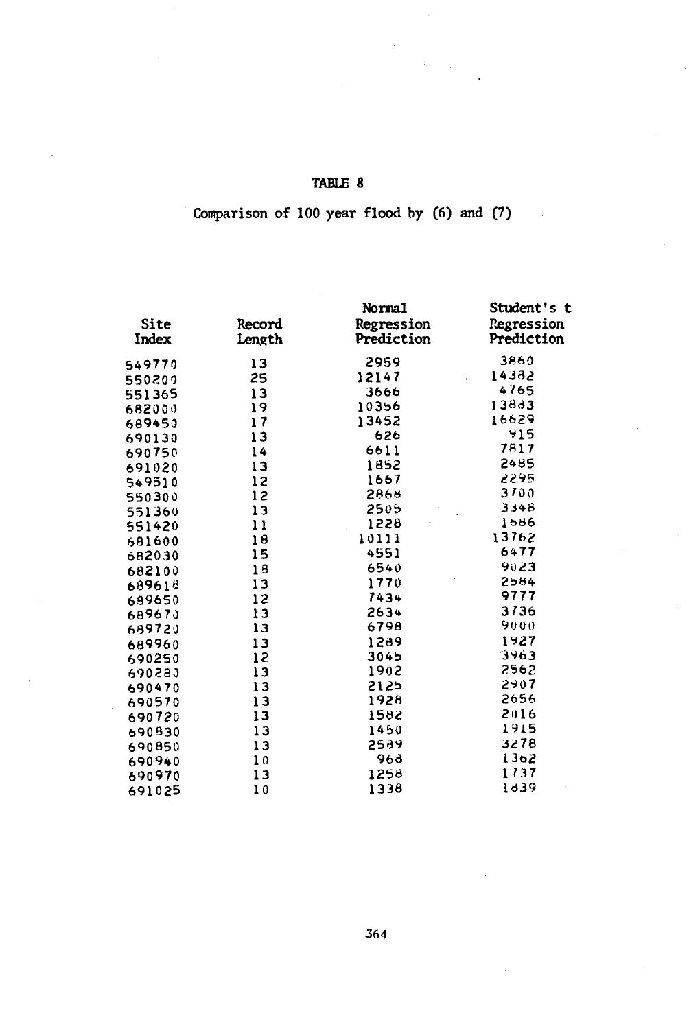## TABLE 8

Comparison of 100 year flood by (6) and (7)

| Site Index | Record Length | Normal Regression Prediction | Student's t Regression Prediction |
|---|---|---|---|
| 549770 | 13 | 2959 | 3860 |
| 550200 | 25 | 12147 | 14382 |
| 551365 | 13 | 3666 | 4765 |
| 682000 | 19 | 10356 | 13883 |
| 689450 | 17 | 13452 | 16629 |
| 690130 | 13 | 626 | 915 |
| 690750 | 14 | 6611 | 7817 |
| 691020 | 13 | 1852 | 2485 |
| 549510 | 12 | 1667 | 2295 |
| 550300 | 12 | 2868 | 3700 |
| 551360 | 13 | 2505 | 3348 |
| 551420 | 11 | 1228 | 1686 |
| 681600 | 18 | 10111 | 13762 |
| 682030 | 15 | 4551 | 6477 |
| 682100 | 18 | 6540 | 9023 |
| 689618 | 13 | 1770 | 2584 |
| 689650 | 12 | 7434 | 9777 |
| 689670 | 13 | 2634 | 3736 |
| 689720 | 13 | 6798 | 9000 |
| 689960 | 13 | 1289 | 1927 |
| 690250 | 12 | 3045 | 3963 |
| 690280 | 13 | 1902 | 2562 |
| 690470 | 13 | 2125 | 2907 |
| 690570 | 13 | 1928 | 2656 |
| 690720 | 13 | 1582 | 2016 |
| 690830 | 13 | 1450 | 1915 |
| 690850 | 13 | 2589 | 3278 |
| 690940 | 10 | 968 | 1362 |
| 690970 | 13 | 1258 | 1737 |
| 691025 | 10 | 1338 | 1839 |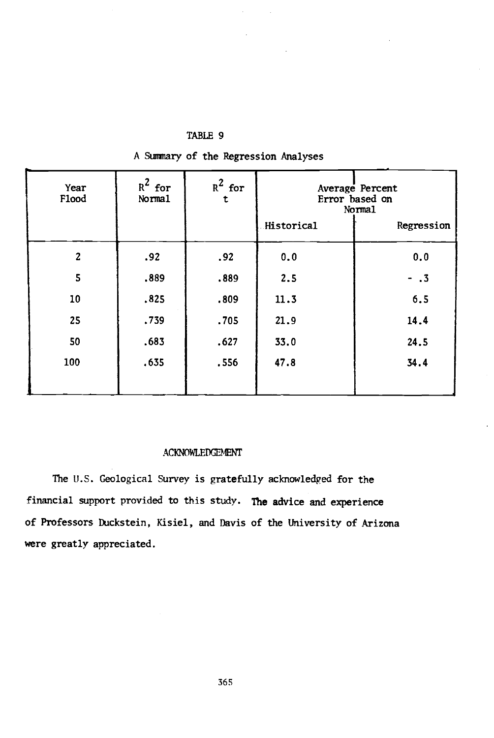TABLE 9

A Summary of the Regression Analyses

| Year Flood | $R^2$ for Normal | $R^2$ for t | Average Percent Error based on Normal | |
|---|---|---|---|---|
| | | | Historical | Regression |
| 2 | .92 | .92 | 0.0 | 0.0 |
| 5 | .889 | .889 | 2.5 | - .3 |
| 10 | .825 | .809 | 11.3 | 6.5 |
| 25 | .739 | .705 | 21.9 | 14.4 |
| 50 | .683 | .627 | 33.0 | 24.5 |
| 100 | .635 | .556 | 47.8 | 34.4 |

## ACKNOWLEDGEMENT

The U.S. Geological Survey is gratefully acknowledged for the financial support provided to this study. The advice and experience of Professors Duckstein, Kisiel, and Davis of the University of Arizona were greatly appreciated.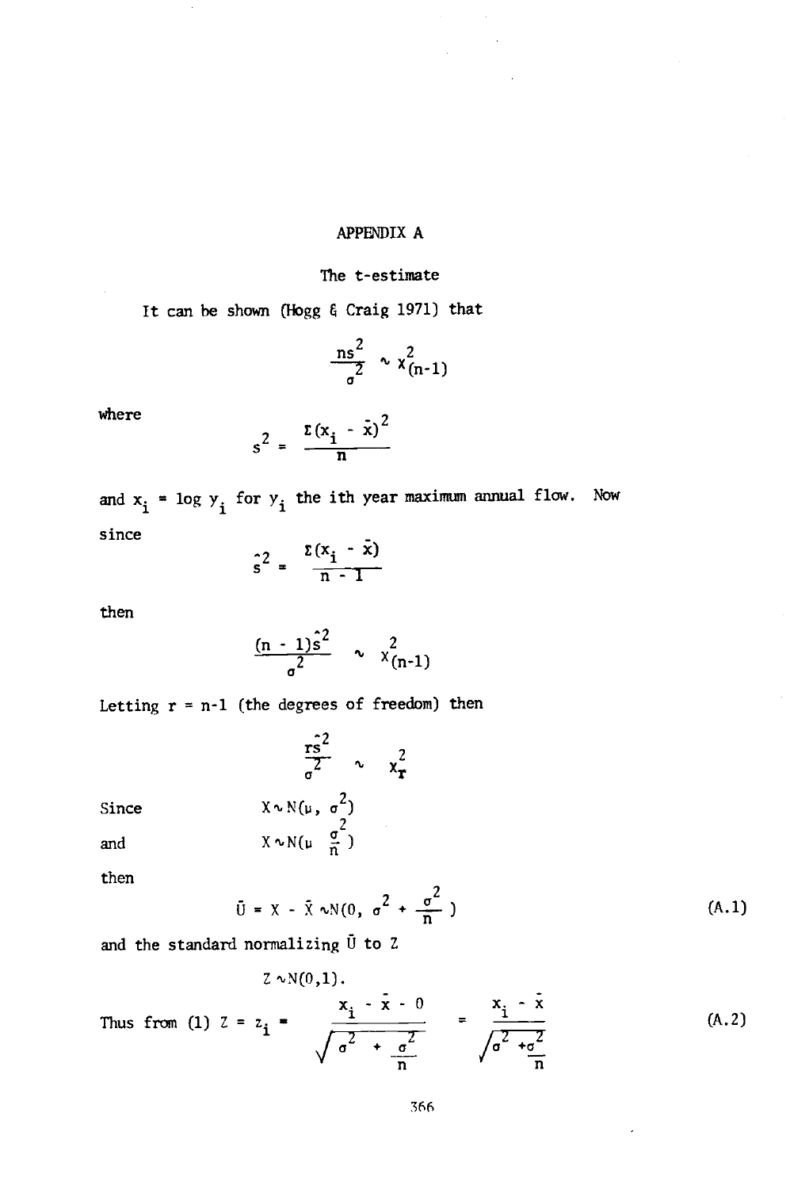# APPENDIX A

## The t-estimate

It can be shown (Hogg & Craig 1971) that

$$\frac{ns^2}{\sigma^2} \sim \chi^2_{(n-1)}$$

where

$$s^2 = \frac{\Sigma(x_i - \bar{x})^2}{n}$$

and $x_i = \log y_i$ for $y_i$ the ith year maximum annual flow. Now since

$$\hat{s}^2 = \frac{\Sigma(x_i - \bar{x})}{n - 1}$$

then

$$\frac{(n - 1)\hat{s}^2}{\sigma^2} \sim \chi^2_{(n-1)}$$

Letting r = n-1 (the degrees of freedom) then

$$\frac{r\hat{s}^2}{\sigma^2} \sim \chi^2_r$$

Since $X \sim N(\mu, \sigma^2)$

and $\bar{X} \sim N(\mu \; \frac{\sigma^2}{n})$

then

$$\bar{U} = X - \bar{X} \sim N(0, \sigma^2 + \frac{\sigma^2}{n}) \tag{A.1}$$

and the standard normalizing $\bar{U}$ to Z

$$Z \sim N(0,1).$$

Thus from (1) $Z = z_i =$

$$\frac{x_i - \bar{x} - 0}{\sqrt{\sigma^2 + \frac{\sigma^2}{n}}} = \frac{x_i - \bar{x}}{\sqrt{\sigma^2 + \frac{\sigma^2}{n}}} \tag{A.2}$$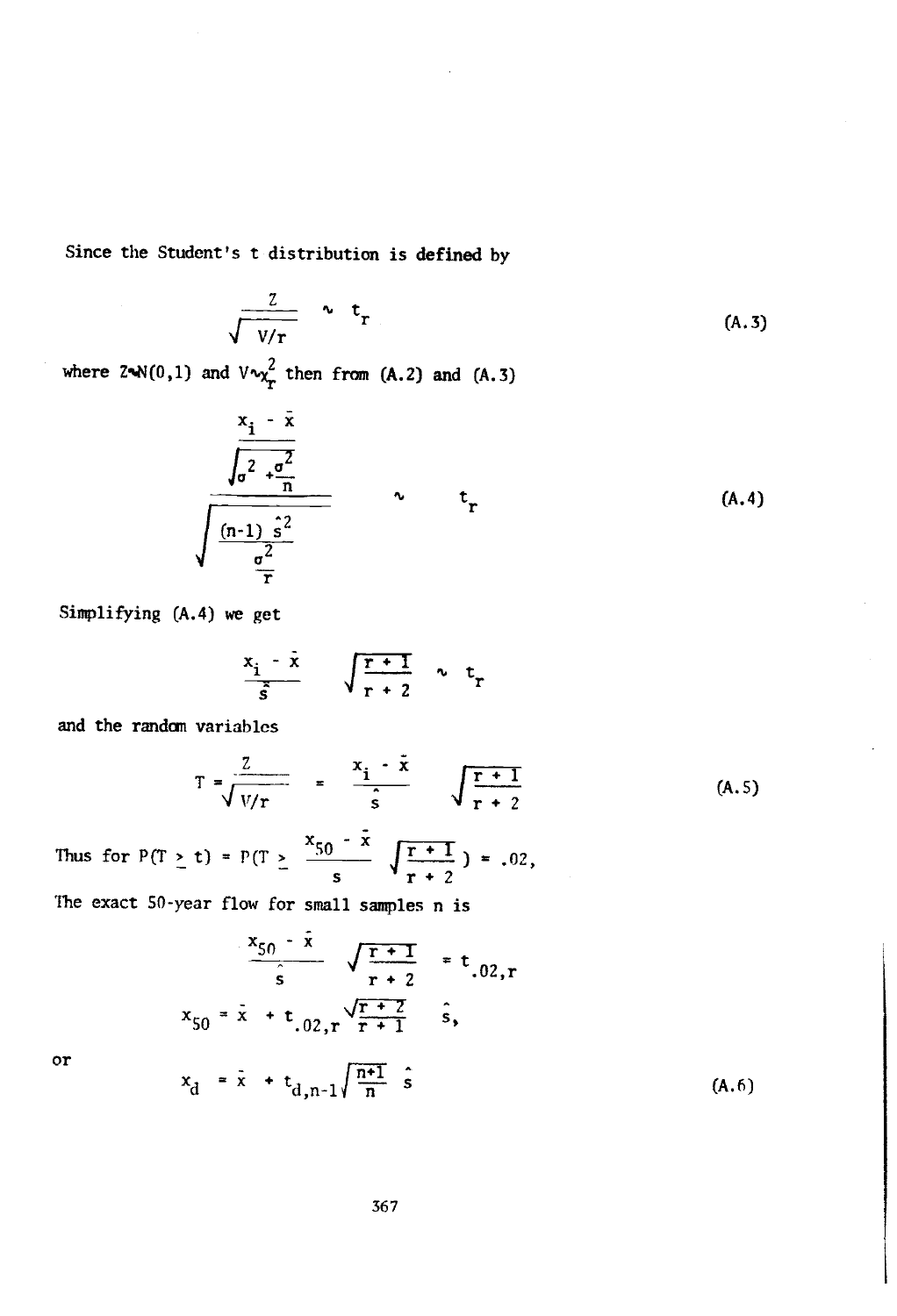Since the Student's t distribution is defined by

$$\frac{Z}{\sqrt{V/r}} \sim t_r \tag{A.3}$$

where $Z \sim N(0,1)$ and $V \sim \chi^2_r$ then from (A.2) and (A.3)

$$\frac{\dfrac{x_i - \bar{x}}{\sqrt{\sigma^2 + \frac{\sigma^2}{n}}}}{\sqrt{\dfrac{\frac{(n-1)\hat{s}^2}{\sigma^2}}{r}}} \sim t_r \tag{A.4}$$

Simplifying (A.4) we get

$$\frac{x_i - \bar{x}}{\hat{s}} \sqrt{\frac{r+1}{r+2}} \sim t_r$$

and the random variables

$$T = \frac{Z}{\sqrt{V/r}} = \frac{x_i - \bar{x}}{\hat{s}} \sqrt{\frac{r+1}{r+2}} \tag{A.5}$$

Thus for $P(T \geq t) = P(T \geq \frac{x_{50} - \bar{x}}{s} \sqrt{\frac{r+1}{r+2}}) = .02$,

The exact 50-year flow for small samples n is

$$\frac{x_{50} - \bar{x}}{\hat{s}} \sqrt{\frac{r+1}{r+2}} = t_{.02,r}$$

$$x_{50} = \bar{x} + t_{.02,r} \sqrt{\frac{r+2}{r+1}} \hat{s},$$

or

$$x_d = \bar{x} + t_{d,n-1} \sqrt{\frac{n+1}{n}} \hat{s} \tag{A.6}$$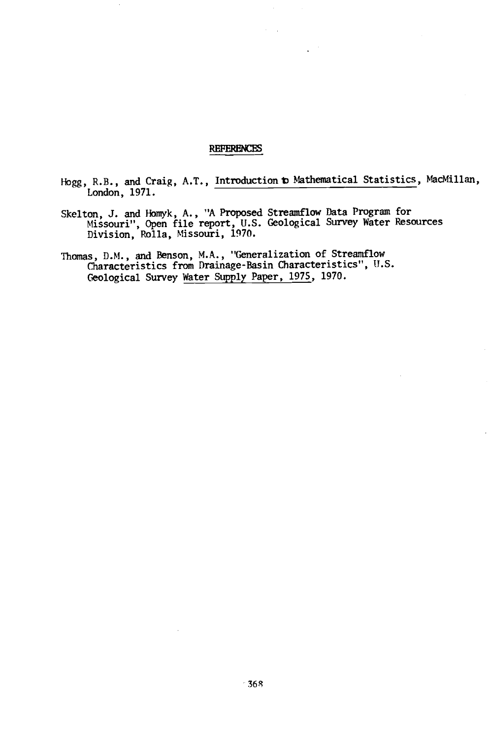## REFERENCES

Hogg, R.B., and Craig, A.T., Introduction to Mathematical Statistics, MacMillan, London, 1971.

Skelton, J. and Homyk, A., "A Proposed Streamflow Data Program for Missouri", Open file report, U.S. Geological Survey Water Resources Division, Rolla, Missouri, 1970.

Thomas, D.M., and Benson, M.A., "Generalization of Streamflow Characteristics from Drainage-Basin Characteristics", U.S. Geological Survey Water Supply Paper, 1975, 1970.